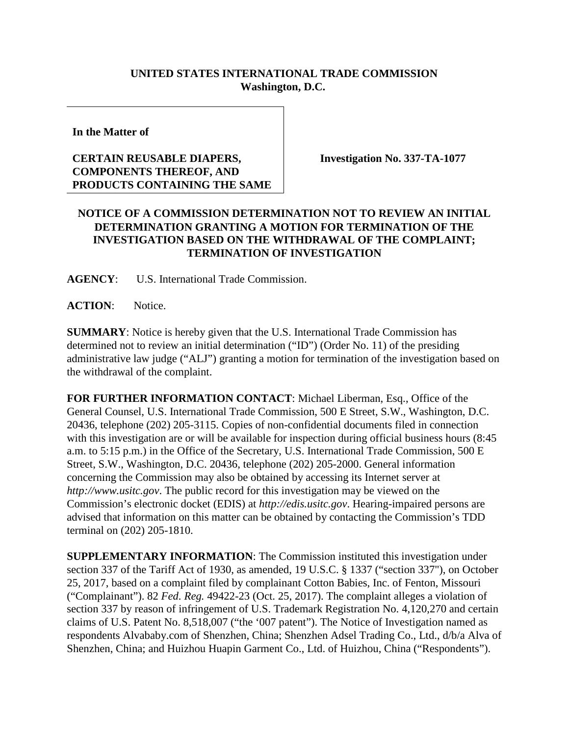**UNITED STATES INTERNATIONAL TRADE COMMISSION**
**Washington, D.C.**

| **In the Matter of**<br><br>**CERTAIN REUSABLE DIAPERS, COMPONENTS THEREOF, AND PRODUCTS CONTAINING THE SAME** | **Investigation No. 337-TA-1077** |
|---|---|

**NOTICE OF A COMMISSION DETERMINATION NOT TO REVIEW AN INITIAL DETERMINATION GRANTING A MOTION FOR TERMINATION OF THE INVESTIGATION BASED ON THE WITHDRAWAL OF THE COMPLAINT; TERMINATION OF INVESTIGATION**

**AGENCY**: U.S. International Trade Commission.

**ACTION**: Notice.

**SUMMARY**: Notice is hereby given that the U.S. International Trade Commission has determined not to review an initial determination ("ID") (Order No. 11) of the presiding administrative law judge ("ALJ") granting a motion for termination of the investigation based on the withdrawal of the complaint.

**FOR FURTHER INFORMATION CONTACT**: Michael Liberman, Esq., Office of the General Counsel, U.S. International Trade Commission, 500 E Street, S.W., Washington, D.C. 20436, telephone (202) 205-3115. Copies of non-confidential documents filed in connection with this investigation are or will be available for inspection during official business hours (8:45 a.m. to 5:15 p.m.) in the Office of the Secretary, U.S. International Trade Commission, 500 E Street, S.W., Washington, D.C. 20436, telephone (202) 205-2000. General information concerning the Commission may also be obtained by accessing its Internet server at *http://www.usitc.gov*. The public record for this investigation may be viewed on the Commission's electronic docket (EDIS) at *http://edis.usitc.gov*. Hearing-impaired persons are advised that information on this matter can be obtained by contacting the Commission's TDD terminal on (202) 205-1810.

**SUPPLEMENTARY INFORMATION**: The Commission instituted this investigation under section 337 of the Tariff Act of 1930, as amended, 19 U.S.C. § 1337 ("section 337"), on October 25, 2017, based on a complaint filed by complainant Cotton Babies, Inc. of Fenton, Missouri ("Complainant"). 82 *Fed. Reg.* 49422-23 (Oct. 25, 2017). The complaint alleges a violation of section 337 by reason of infringement of U.S. Trademark Registration No. 4,120,270 and certain claims of U.S. Patent No. 8,518,007 ("the '007 patent"). The Notice of Investigation named as respondents Alvababy.com of Shenzhen, China; Shenzhen Adsel Trading Co., Ltd., d/b/a Alva of Shenzhen, China; and Huizhou Huapin Garment Co., Ltd. of Huizhou, China ("Respondents").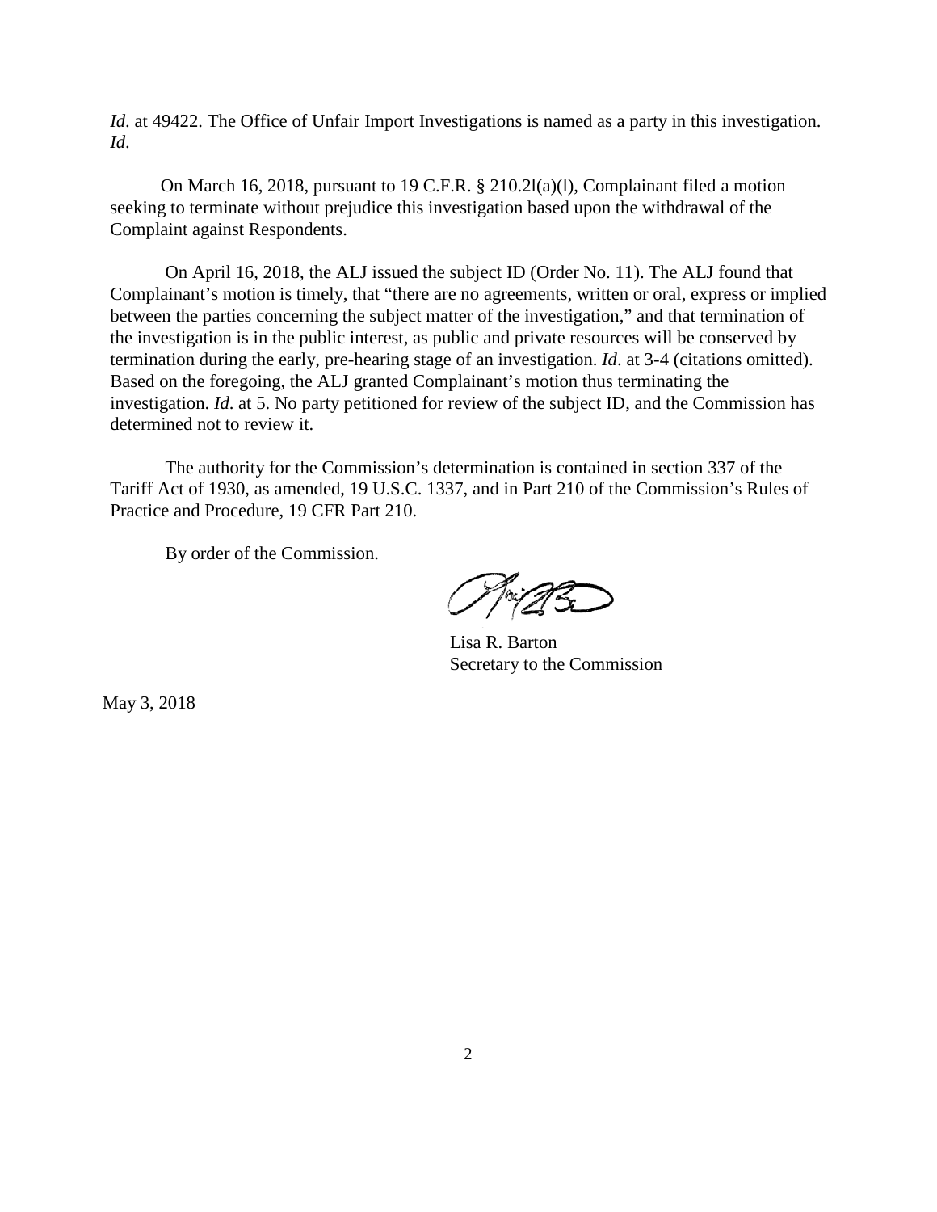*Id*. at 49422. The Office of Unfair Import Investigations is named as a party in this investigation. *Id*.

On March 16, 2018, pursuant to 19 C.F.R. § 210.2l(a)(l), Complainant filed a motion seeking to terminate without prejudice this investigation based upon the withdrawal of the Complaint against Respondents.

On April 16, 2018, the ALJ issued the subject ID (Order No. 11). The ALJ found that Complainant's motion is timely, that "there are no agreements, written or oral, express or implied between the parties concerning the subject matter of the investigation," and that termination of the investigation is in the public interest, as public and private resources will be conserved by termination during the early, pre-hearing stage of an investigation. *Id*. at 3-4 (citations omitted). Based on the foregoing, the ALJ granted Complainant's motion thus terminating the investigation. *Id*. at 5. No party petitioned for review of the subject ID, and the Commission has determined not to review it.

The authority for the Commission's determination is contained in section 337 of the Tariff Act of 1930, as amended, 19 U.S.C. 1337, and in Part 210 of the Commission's Rules of Practice and Procedure, 19 CFR Part 210.

By order of the Commission.

Lisa R. Barton
Secretary to the Commission

May 3, 2018